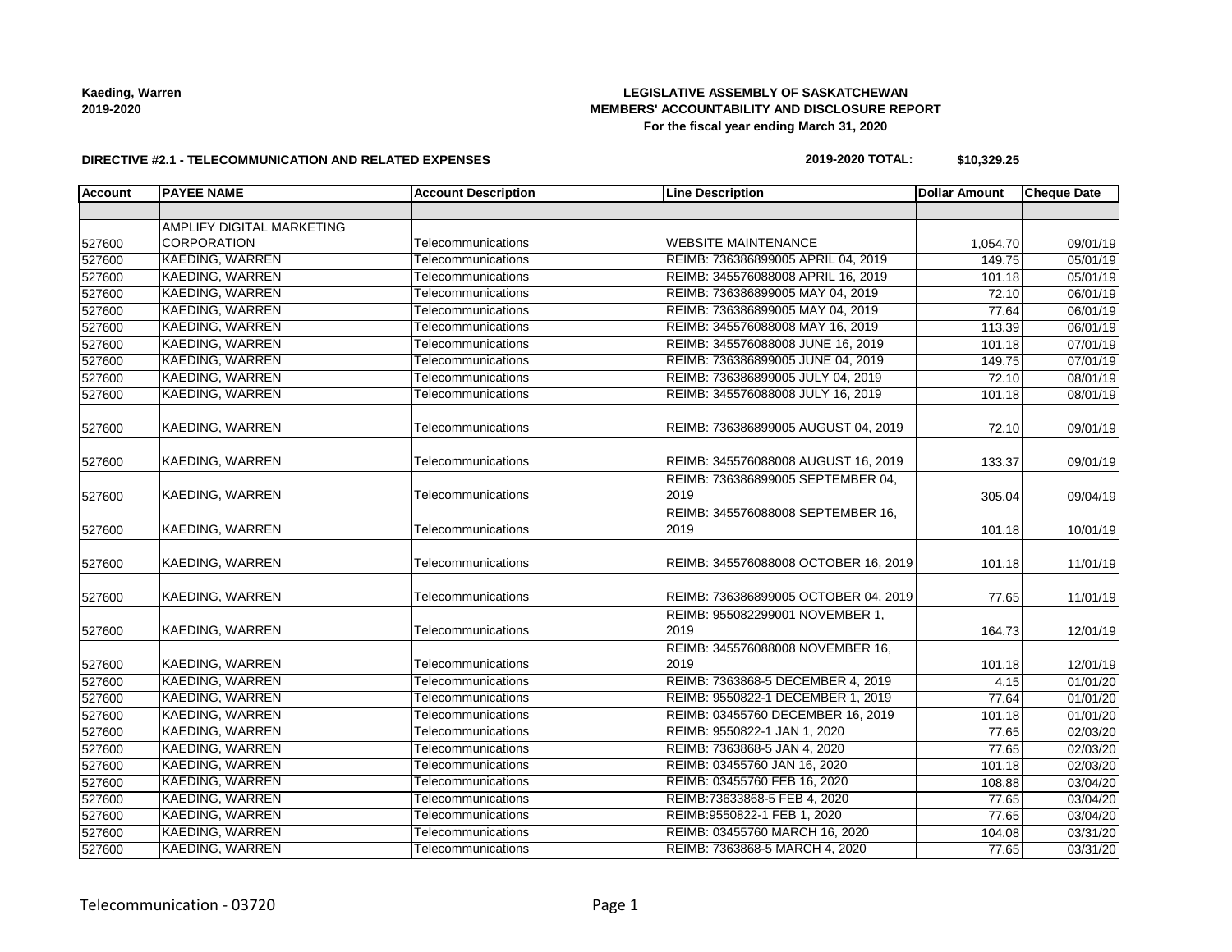**Kaeding, Warren**
**2019-2020**

**LEGISLATIVE ASSEMBLY OF SASKATCHEWAN**
**MEMBERS' ACCOUNTABILITY AND DISCLOSURE REPORT**
**For the fiscal year ending March 31, 2020**

**DIRECTIVE #2.1 - TELECOMMUNICATION AND RELATED EXPENSES**

**2019-2020 TOTAL: $10,329.25**

| Account | PAYEE NAME | Account Description | Line Description | Dollar Amount | Cheque Date |
|---|---|---|---|---|---|
| | | | | | |
| 527600 | AMPLIFY DIGITAL MARKETING CORPORATION | Telecommunications | WEBSITE MAINTENANCE | 1,054.70 | 09/01/19 |
| 527600 | KAEDING, WARREN | Telecommunications | REIMB: 736386899005 APRIL 04, 2019 | 149.75 | 05/01/19 |
| 527600 | KAEDING, WARREN | Telecommunications | REIMB: 345576088008 APRIL 16, 2019 | 101.18 | 05/01/19 |
| 527600 | KAEDING, WARREN | Telecommunications | REIMB: 736386899005 MAY 04, 2019 | 72.10 | 06/01/19 |
| 527600 | KAEDING, WARREN | Telecommunications | REIMB: 736386899005 MAY 04, 2019 | 77.64 | 06/01/19 |
| 527600 | KAEDING, WARREN | Telecommunications | REIMB: 345576088008 MAY 16, 2019 | 113.39 | 06/01/19 |
| 527600 | KAEDING, WARREN | Telecommunications | REIMB: 345576088008 JUNE 16, 2019 | 101.18 | 07/01/19 |
| 527600 | KAEDING, WARREN | Telecommunications | REIMB: 736386899005 JUNE 04, 2019 | 149.75 | 07/01/19 |
| 527600 | KAEDING, WARREN | Telecommunications | REIMB: 736386899005 JULY 04, 2019 | 72.10 | 08/01/19 |
| 527600 | KAEDING, WARREN | Telecommunications | REIMB: 345576088008 JULY 16, 2019 | 101.18 | 08/01/19 |
| 527600 | KAEDING, WARREN | Telecommunications | REIMB: 736386899005 AUGUST 04, 2019 | 72.10 | 09/01/19 |
| 527600 | KAEDING, WARREN | Telecommunications | REIMB: 345576088008 AUGUST 16, 2019 | 133.37 | 09/01/19 |
| 527600 | KAEDING, WARREN | Telecommunications | REIMB: 736386899005 SEPTEMBER 04, 2019 | 305.04 | 09/04/19 |
| 527600 | KAEDING, WARREN | Telecommunications | REIMB: 345576088008 SEPTEMBER 16, 2019 | 101.18 | 10/01/19 |
| 527600 | KAEDING, WARREN | Telecommunications | REIMB: 345576088008 OCTOBER 16, 2019 | 101.18 | 11/01/19 |
| 527600 | KAEDING, WARREN | Telecommunications | REIMB: 736386899005 OCTOBER 04, 2019 | 77.65 | 11/01/19 |
| 527600 | KAEDING, WARREN | Telecommunications | REIMB: 955082299001 NOVEMBER 1, 2019 | 164.73 | 12/01/19 |
| 527600 | KAEDING, WARREN | Telecommunications | REIMB: 345576088008 NOVEMBER 16, 2019 | 101.18 | 12/01/19 |
| 527600 | KAEDING, WARREN | Telecommunications | REIMB: 7363868-5 DECEMBER 4, 2019 | 4.15 | 01/01/20 |
| 527600 | KAEDING, WARREN | Telecommunications | REIMB: 9550822-1 DECEMBER 1, 2019 | 77.64 | 01/01/20 |
| 527600 | KAEDING, WARREN | Telecommunications | REIMB: 03455760 DECEMBER 16, 2019 | 101.18 | 01/01/20 |
| 527600 | KAEDING, WARREN | Telecommunications | REIMB: 9550822-1 JAN 1, 2020 | 77.65 | 02/03/20 |
| 527600 | KAEDING, WARREN | Telecommunications | REIMB: 7363868-5 JAN 4, 2020 | 77.65 | 02/03/20 |
| 527600 | KAEDING, WARREN | Telecommunications | REIMB: 03455760 JAN 16, 2020 | 101.18 | 02/03/20 |
| 527600 | KAEDING, WARREN | Telecommunications | REIMB: 03455760 FEB 16, 2020 | 108.88 | 03/04/20 |
| 527600 | KAEDING, WARREN | Telecommunications | REIMB:73633868-5 FEB 4, 2020 | 77.65 | 03/04/20 |
| 527600 | KAEDING, WARREN | Telecommunications | REIMB:9550822-1 FEB 1, 2020 | 77.65 | 03/04/20 |
| 527600 | KAEDING, WARREN | Telecommunications | REIMB: 03455760 MARCH 16, 2020 | 104.08 | 03/31/20 |
| 527600 | KAEDING, WARREN | Telecommunications | REIMB: 7363868-5 MARCH 4, 2020 | 77.65 | 03/31/20 |

Telecommunication - 03720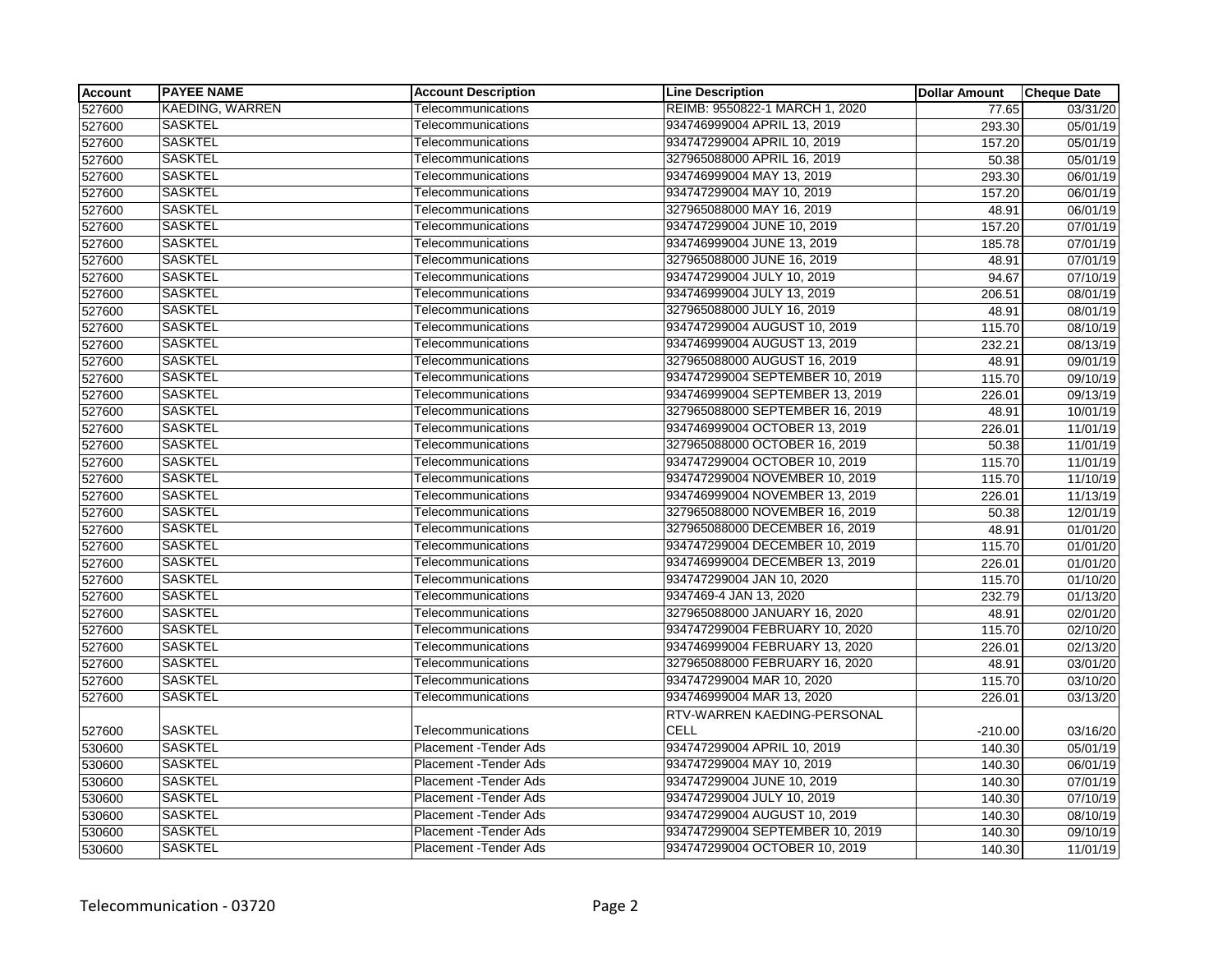| Account | PAYEE NAME | Account Description | Line Description | Dollar Amount | Cheque Date |
|---|---|---|---|---|---|
| 527600 | KAEDING, WARREN | Telecommunications | REIMB: 9550822-1 MARCH 1, 2020 | 77.65 | 03/31/20 |
| 527600 | SASKTEL | Telecommunications | 934746999004 APRIL 13, 2019 | 293.30 | 05/01/19 |
| 527600 | SASKTEL | Telecommunications | 934747299004 APRIL 10, 2019 | 157.20 | 05/01/19 |
| 527600 | SASKTEL | Telecommunications | 327965088000 APRIL 16, 2019 | 50.38 | 05/01/19 |
| 527600 | SASKTEL | Telecommunications | 934746999004 MAY 13, 2019 | 293.30 | 06/01/19 |
| 527600 | SASKTEL | Telecommunications | 934747299004 MAY 10, 2019 | 157.20 | 06/01/19 |
| 527600 | SASKTEL | Telecommunications | 327965088000 MAY 16, 2019 | 48.91 | 06/01/19 |
| 527600 | SASKTEL | Telecommunications | 934747299004 JUNE 10, 2019 | 157.20 | 07/01/19 |
| 527600 | SASKTEL | Telecommunications | 934746999004 JUNE 13, 2019 | 185.78 | 07/01/19 |
| 527600 | SASKTEL | Telecommunications | 327965088000 JUNE 16, 2019 | 48.91 | 07/01/19 |
| 527600 | SASKTEL | Telecommunications | 934747299004 JULY 10, 2019 | 94.67 | 07/10/19 |
| 527600 | SASKTEL | Telecommunications | 934746999004 JULY 13, 2019 | 206.51 | 08/01/19 |
| 527600 | SASKTEL | Telecommunications | 327965088000 JULY 16, 2019 | 48.91 | 08/01/19 |
| 527600 | SASKTEL | Telecommunications | 934747299004 AUGUST 10, 2019 | 115.70 | 08/10/19 |
| 527600 | SASKTEL | Telecommunications | 934746999004 AUGUST 13, 2019 | 232.21 | 08/13/19 |
| 527600 | SASKTEL | Telecommunications | 327965088000 AUGUST 16, 2019 | 48.91 | 09/01/19 |
| 527600 | SASKTEL | Telecommunications | 934747299004 SEPTEMBER 10, 2019 | 115.70 | 09/10/19 |
| 527600 | SASKTEL | Telecommunications | 934746999004 SEPTEMBER 13, 2019 | 226.01 | 09/13/19 |
| 527600 | SASKTEL | Telecommunications | 327965088000 SEPTEMBER 16, 2019 | 48.91 | 10/01/19 |
| 527600 | SASKTEL | Telecommunications | 934746999004 OCTOBER 13, 2019 | 226.01 | 11/01/19 |
| 527600 | SASKTEL | Telecommunications | 327965088000 OCTOBER 16, 2019 | 50.38 | 11/01/19 |
| 527600 | SASKTEL | Telecommunications | 934747299004 OCTOBER 10, 2019 | 115.70 | 11/01/19 |
| 527600 | SASKTEL | Telecommunications | 934747299004 NOVEMBER 10, 2019 | 115.70 | 11/10/19 |
| 527600 | SASKTEL | Telecommunications | 934746999004 NOVEMBER 13, 2019 | 226.01 | 11/13/19 |
| 527600 | SASKTEL | Telecommunications | 327965088000 NOVEMBER 16, 2019 | 50.38 | 12/01/19 |
| 527600 | SASKTEL | Telecommunications | 327965088000 DECEMBER 16, 2019 | 48.91 | 01/01/20 |
| 527600 | SASKTEL | Telecommunications | 934747299004 DECEMBER 10, 2019 | 115.70 | 01/01/20 |
| 527600 | SASKTEL | Telecommunications | 934746999004 DECEMBER 13, 2019 | 226.01 | 01/01/20 |
| 527600 | SASKTEL | Telecommunications | 934747299004 JAN 10, 2020 | 115.70 | 01/10/20 |
| 527600 | SASKTEL | Telecommunications | 9347469-4 JAN 13, 2020 | 232.79 | 01/13/20 |
| 527600 | SASKTEL | Telecommunications | 327965088000 JANUARY 16, 2020 | 48.91 | 02/01/20 |
| 527600 | SASKTEL | Telecommunications | 934747299004 FEBRUARY 10, 2020 | 115.70 | 02/10/20 |
| 527600 | SASKTEL | Telecommunications | 934746999004 FEBRUARY 13, 2020 | 226.01 | 02/13/20 |
| 527600 | SASKTEL | Telecommunications | 327965088000 FEBRUARY 16, 2020 | 48.91 | 03/01/20 |
| 527600 | SASKTEL | Telecommunications | 934747299004 MAR 10, 2020 | 115.70 | 03/10/20 |
| 527600 | SASKTEL | Telecommunications | 934746999004 MAR 13, 2020 | 226.01 | 03/13/20 |
| 527600 | SASKTEL | Telecommunications | RTV-WARREN KAEDING-PERSONAL CELL | -210.00 | 03/16/20 |
| 530600 | SASKTEL | Placement -Tender Ads | 934747299004 APRIL 10, 2019 | 140.30 | 05/01/19 |
| 530600 | SASKTEL | Placement -Tender Ads | 934747299004 MAY 10, 2019 | 140.30 | 06/01/19 |
| 530600 | SASKTEL | Placement -Tender Ads | 934747299004 JUNE 10, 2019 | 140.30 | 07/01/19 |
| 530600 | SASKTEL | Placement -Tender Ads | 934747299004 JULY 10, 2019 | 140.30 | 07/10/19 |
| 530600 | SASKTEL | Placement -Tender Ads | 934747299004 AUGUST 10, 2019 | 140.30 | 08/10/19 |
| 530600 | SASKTEL | Placement -Tender Ads | 934747299004 SEPTEMBER 10, 2019 | 140.30 | 09/10/19 |
| 530600 | SASKTEL | Placement -Tender Ads | 934747299004 OCTOBER 10, 2019 | 140.30 | 11/01/19 |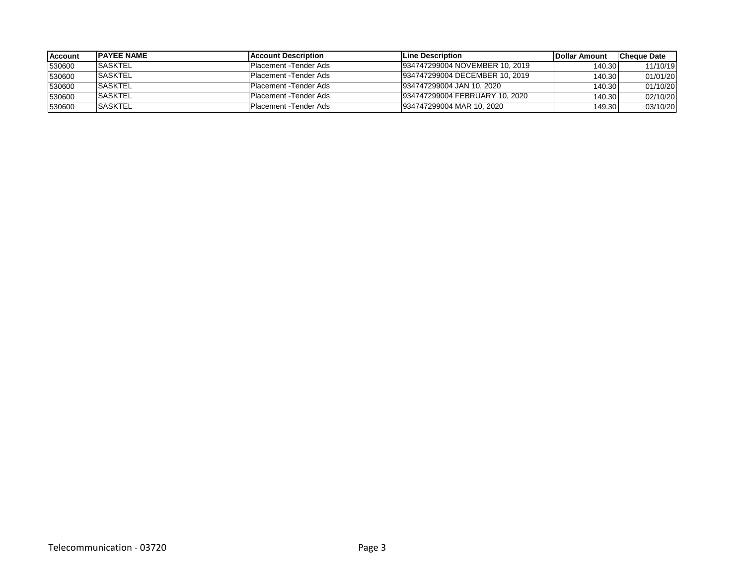| Account | PAYEE NAME | Account Description | Line Description | Dollar Amount | Cheque Date |
|---|---|---|---|---|---|
| 530600 | SASKTEL | Placement -Tender Ads | 934747299004 NOVEMBER 10, 2019 | 140.30 | 11/10/19 |
| 530600 | SASKTEL | Placement -Tender Ads | 934747299004 DECEMBER 10, 2019 | 140.30 | 01/01/20 |
| 530600 | SASKTEL | Placement -Tender Ads | 934747299004 JAN 10, 2020 | 140.30 | 01/10/20 |
| 530600 | SASKTEL | Placement -Tender Ads | 934747299004 FEBRUARY 10, 2020 | 140.30 | 02/10/20 |
| 530600 | SASKTEL | Placement -Tender Ads | 934747299004 MAR 10, 2020 | 149.30 | 03/10/20 |

Telecommunication - 03720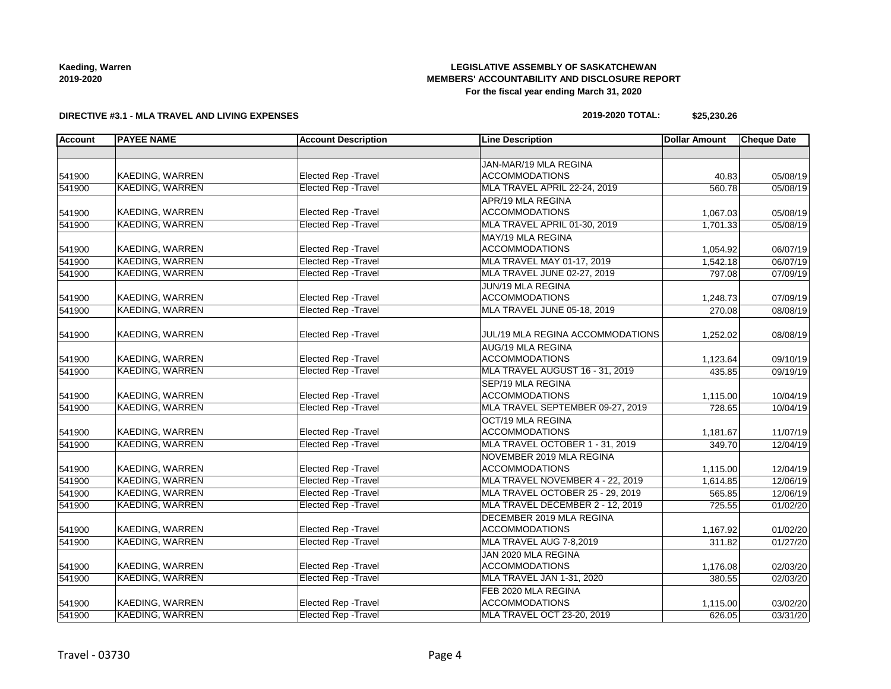Kaeding, Warren
2019-2020

**LEGISLATIVE ASSEMBLY OF SASKATCHEWAN**
**MEMBERS' ACCOUNTABILITY AND DISCLOSURE REPORT**
**For the fiscal year ending March 31, 2020**

**DIRECTIVE #3.1 - MLA TRAVEL AND LIVING EXPENSES**

**2019-2020 TOTAL: $25,230.26**

| Account | PAYEE NAME | Account Description | Line Description | Dollar Amount | Cheque Date |
|---|---|---|---|---|---|
| | | | | | |
| 541900 | KAEDING, WARREN | Elected Rep -Travel | JAN-MAR/19 MLA REGINA ACCOMMODATIONS | 40.83 | 05/08/19 |
| 541900 | KAEDING, WARREN | Elected Rep -Travel | MLA TRAVEL APRIL 22-24, 2019 | 560.78 | 05/08/19 |
| 541900 | KAEDING, WARREN | Elected Rep -Travel | APR/19 MLA REGINA ACCOMMODATIONS | 1,067.03 | 05/08/19 |
| 541900 | KAEDING, WARREN | Elected Rep -Travel | MLA TRAVEL APRIL 01-30, 2019 | 1,701.33 | 05/08/19 |
| 541900 | KAEDING, WARREN | Elected Rep -Travel | MAY/19 MLA REGINA ACCOMMODATIONS | 1,054.92 | 06/07/19 |
| 541900 | KAEDING, WARREN | Elected Rep -Travel | MLA TRAVEL MAY 01-17, 2019 | 1,542.18 | 06/07/19 |
| 541900 | KAEDING, WARREN | Elected Rep -Travel | MLA TRAVEL JUNE 02-27, 2019 | 797.08 | 07/09/19 |
| 541900 | KAEDING, WARREN | Elected Rep -Travel | JUN/19 MLA REGINA ACCOMMODATIONS | 1,248.73 | 07/09/19 |
| 541900 | KAEDING, WARREN | Elected Rep -Travel | MLA TRAVEL JUNE 05-18, 2019 | 270.08 | 08/08/19 |
| 541900 | KAEDING, WARREN | Elected Rep -Travel | JUL/19 MLA REGINA ACCOMMODATIONS | 1,252.02 | 08/08/19 |
| 541900 | KAEDING, WARREN | Elected Rep -Travel | AUG/19 MLA REGINA ACCOMMODATIONS | 1,123.64 | 09/10/19 |
| 541900 | KAEDING, WARREN | Elected Rep -Travel | MLA TRAVEL AUGUST 16 - 31, 2019 | 435.85 | 09/19/19 |
| 541900 | KAEDING, WARREN | Elected Rep -Travel | SEP/19 MLA REGINA ACCOMMODATIONS | 1,115.00 | 10/04/19 |
| 541900 | KAEDING, WARREN | Elected Rep -Travel | MLA TRAVEL SEPTEMBER 09-27, 2019 | 728.65 | 10/04/19 |
| 541900 | KAEDING, WARREN | Elected Rep -Travel | OCT/19 MLA REGINA ACCOMMODATIONS | 1,181.67 | 11/07/19 |
| 541900 | KAEDING, WARREN | Elected Rep -Travel | MLA TRAVEL OCTOBER 1 - 31, 2019 | 349.70 | 12/04/19 |
| 541900 | KAEDING, WARREN | Elected Rep -Travel | NOVEMBER 2019 MLA REGINA ACCOMMODATIONS | 1,115.00 | 12/04/19 |
| 541900 | KAEDING, WARREN | Elected Rep -Travel | MLA TRAVEL NOVEMBER 4 - 22, 2019 | 1,614.85 | 12/06/19 |
| 541900 | KAEDING, WARREN | Elected Rep -Travel | MLA TRAVEL OCTOBER 25 - 29, 2019 | 565.85 | 12/06/19 |
| 541900 | KAEDING, WARREN | Elected Rep -Travel | MLA TRAVEL DECEMBER 2 - 12, 2019 | 725.55 | 01/02/20 |
| 541900 | KAEDING, WARREN | Elected Rep -Travel | DECEMBER 2019 MLA REGINA ACCOMMODATIONS | 1,167.92 | 01/02/20 |
| 541900 | KAEDING, WARREN | Elected Rep -Travel | MLA TRAVEL AUG 7-8,2019 | 311.82 | 01/27/20 |
| 541900 | KAEDING, WARREN | Elected Rep -Travel | JAN 2020 MLA REGINA ACCOMMODATIONS | 1,176.08 | 02/03/20 |
| 541900 | KAEDING, WARREN | Elected Rep -Travel | MLA TRAVEL JAN 1-31, 2020 | 380.55 | 02/03/20 |
| 541900 | KAEDING, WARREN | Elected Rep -Travel | FEB 2020 MLA REGINA ACCOMMODATIONS | 1,115.00 | 03/02/20 |
| 541900 | KAEDING, WARREN | Elected Rep -Travel | MLA TRAVEL OCT 23-20, 2019 | 626.05 | 03/31/20 |

Travel - 03730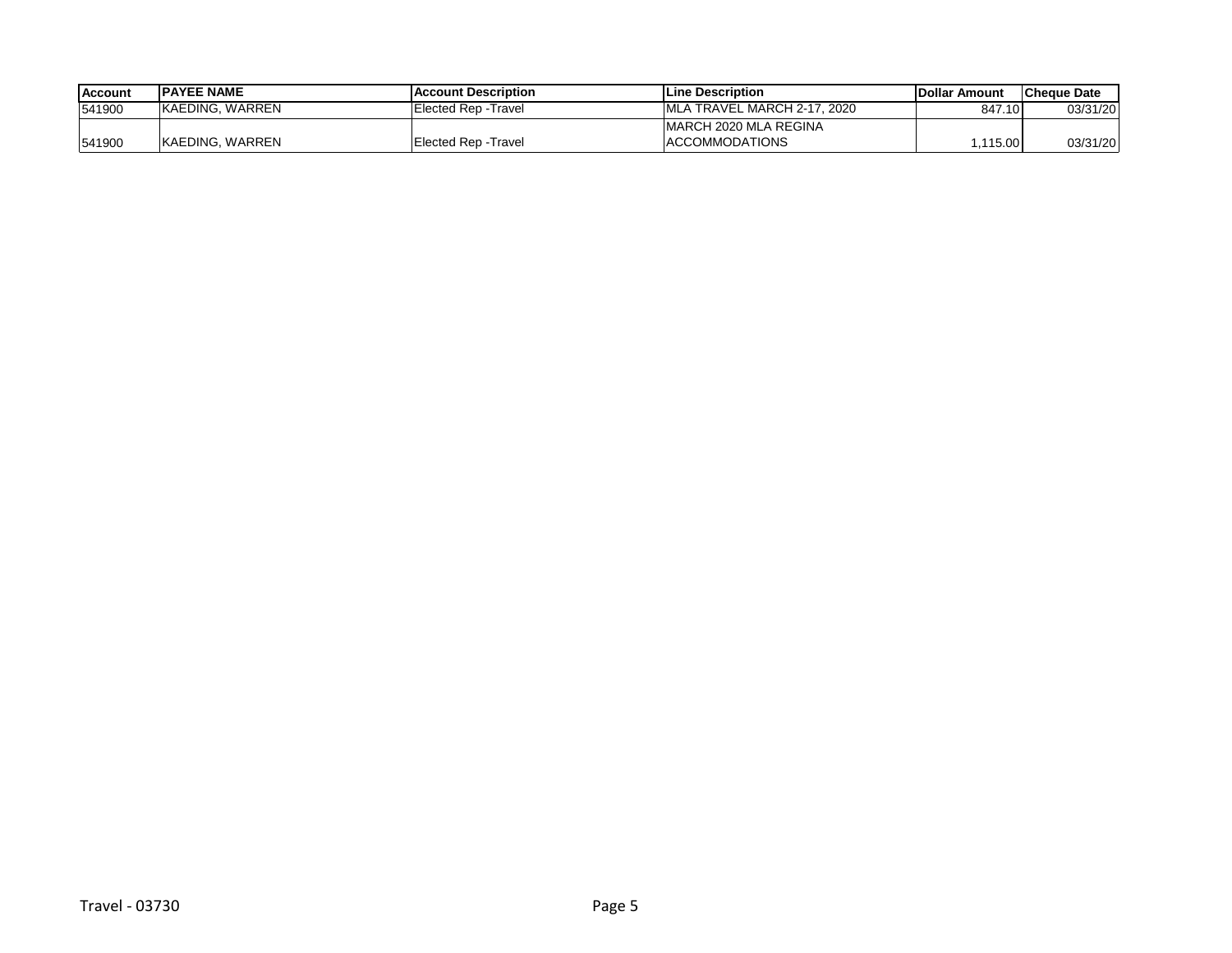| Account | PAYEE NAME | Account Description | Line Description | Dollar Amount | Cheque Date |
|---|---|---|---|---|---|
| 541900 | KAEDING, WARREN | Elected Rep -Travel | MLA TRAVEL MARCH 2-17, 2020 | 847.10 | 03/31/20 |
| 541900 | KAEDING, WARREN | Elected Rep -Travel | MARCH 2020 MLA REGINA ACCOMMODATIONS | 1,115.00 | 03/31/20 |

Travel - 03730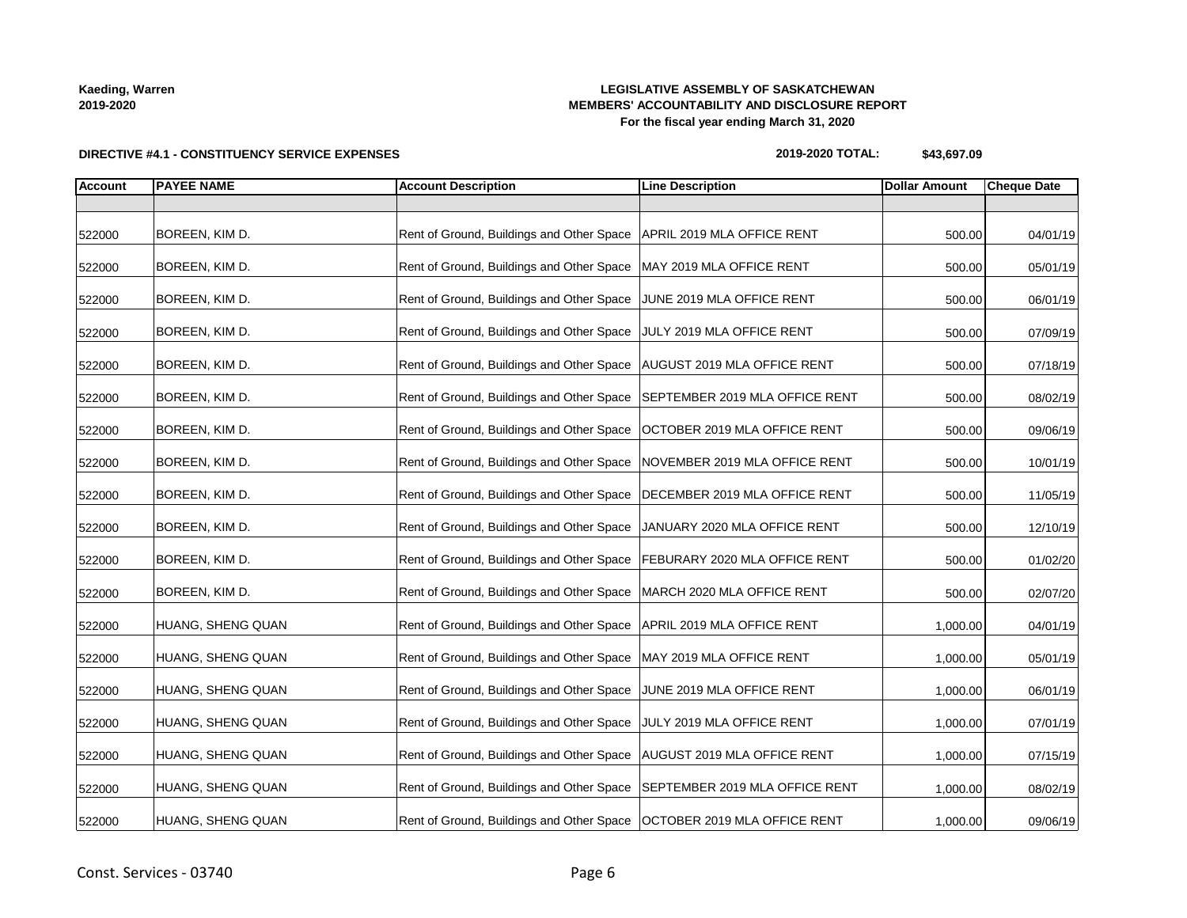Kaeding, Warren
2019-2020

**LEGISLATIVE ASSEMBLY OF SASKATCHEWAN**
**MEMBERS' ACCOUNTABILITY AND DISCLOSURE REPORT**
**For the fiscal year ending March 31, 2020**

**DIRECTIVE #4.1 - CONSTITUENCY SERVICE EXPENSES**

**2019-2020 TOTAL: $43,697.09**

| Account | PAYEE NAME | Account Description | Line Description | Dollar Amount | Cheque Date |
|---|---|---|---|---|---|
| | | | | | |
| 522000 | BOREEN, KIM D. | Rent of Ground, Buildings and Other Space | APRIL 2019 MLA OFFICE RENT | 500.00 | 04/01/19 |
| 522000 | BOREEN, KIM D. | Rent of Ground, Buildings and Other Space | MAY 2019 MLA OFFICE RENT | 500.00 | 05/01/19 |
| 522000 | BOREEN, KIM D. | Rent of Ground, Buildings and Other Space | JUNE 2019 MLA OFFICE RENT | 500.00 | 06/01/19 |
| 522000 | BOREEN, KIM D. | Rent of Ground, Buildings and Other Space | JULY 2019 MLA OFFICE RENT | 500.00 | 07/09/19 |
| 522000 | BOREEN, KIM D. | Rent of Ground, Buildings and Other Space | AUGUST 2019 MLA OFFICE RENT | 500.00 | 07/18/19 |
| 522000 | BOREEN, KIM D. | Rent of Ground, Buildings and Other Space | SEPTEMBER 2019 MLA OFFICE RENT | 500.00 | 08/02/19 |
| 522000 | BOREEN, KIM D. | Rent of Ground, Buildings and Other Space | OCTOBER 2019 MLA OFFICE RENT | 500.00 | 09/06/19 |
| 522000 | BOREEN, KIM D. | Rent of Ground, Buildings and Other Space | NOVEMBER 2019 MLA OFFICE RENT | 500.00 | 10/01/19 |
| 522000 | BOREEN, KIM D. | Rent of Ground, Buildings and Other Space | DECEMBER 2019 MLA OFFICE RENT | 500.00 | 11/05/19 |
| 522000 | BOREEN, KIM D. | Rent of Ground, Buildings and Other Space | JANUARY 2020 MLA OFFICE RENT | 500.00 | 12/10/19 |
| 522000 | BOREEN, KIM D. | Rent of Ground, Buildings and Other Space | FEBURARY 2020 MLA OFFICE RENT | 500.00 | 01/02/20 |
| 522000 | BOREEN, KIM D. | Rent of Ground, Buildings and Other Space | MARCH 2020 MLA OFFICE RENT | 500.00 | 02/07/20 |
| 522000 | HUANG, SHENG QUAN | Rent of Ground, Buildings and Other Space | APRIL 2019 MLA OFFICE RENT | 1,000.00 | 04/01/19 |
| 522000 | HUANG, SHENG QUAN | Rent of Ground, Buildings and Other Space | MAY 2019 MLA OFFICE RENT | 1,000.00 | 05/01/19 |
| 522000 | HUANG, SHENG QUAN | Rent of Ground, Buildings and Other Space | JUNE 2019 MLA OFFICE RENT | 1,000.00 | 06/01/19 |
| 522000 | HUANG, SHENG QUAN | Rent of Ground, Buildings and Other Space | JULY 2019 MLA OFFICE RENT | 1,000.00 | 07/01/19 |
| 522000 | HUANG, SHENG QUAN | Rent of Ground, Buildings and Other Space | AUGUST 2019 MLA OFFICE RENT | 1,000.00 | 07/15/19 |
| 522000 | HUANG, SHENG QUAN | Rent of Ground, Buildings and Other Space | SEPTEMBER 2019 MLA OFFICE RENT | 1,000.00 | 08/02/19 |
| 522000 | HUANG, SHENG QUAN | Rent of Ground, Buildings and Other Space | OCTOBER 2019 MLA OFFICE RENT | 1,000.00 | 09/06/19 |

Const. Services - 03740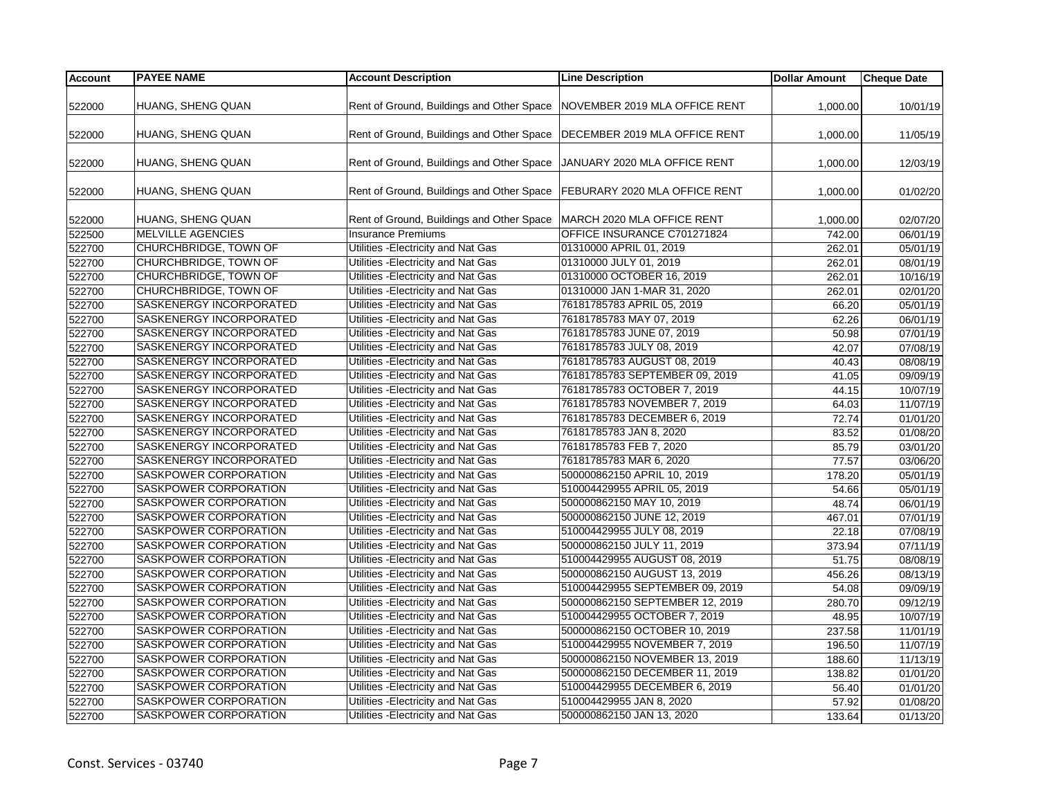| Account | PAYEE NAME | Account Description | Line Description | Dollar Amount | Cheque Date |
|---|---|---|---|---|---|
| 522000 | HUANG, SHENG QUAN | Rent of Ground, Buildings and Other Space | NOVEMBER 2019 MLA OFFICE RENT | 1,000.00 | 10/01/19 |
| 522000 | HUANG, SHENG QUAN | Rent of Ground, Buildings and Other Space | DECEMBER 2019 MLA OFFICE RENT | 1,000.00 | 11/05/19 |
| 522000 | HUANG, SHENG QUAN | Rent of Ground, Buildings and Other Space | JANUARY 2020 MLA OFFICE RENT | 1,000.00 | 12/03/19 |
| 522000 | HUANG, SHENG QUAN | Rent of Ground, Buildings and Other Space | FEBURARY 2020 MLA OFFICE RENT | 1,000.00 | 01/02/20 |
| 522000 | HUANG, SHENG QUAN | Rent of Ground, Buildings and Other Space | MARCH 2020 MLA OFFICE RENT | 1,000.00 | 02/07/20 |
| 522500 | MELVILLE AGENCIES | Insurance Premiums | OFFICE INSURANCE C701271824 | 742.00 | 06/01/19 |
| 522700 | CHURCHBRIDGE, TOWN OF | Utilities -Electricity and Nat Gas | 01310000 APRIL 01, 2019 | 262.01 | 05/01/19 |
| 522700 | CHURCHBRIDGE, TOWN OF | Utilities -Electricity and Nat Gas | 01310000 JULY 01, 2019 | 262.01 | 08/01/19 |
| 522700 | CHURCHBRIDGE, TOWN OF | Utilities -Electricity and Nat Gas | 01310000 OCTOBER 16, 2019 | 262.01 | 10/16/19 |
| 522700 | CHURCHBRIDGE, TOWN OF | Utilities -Electricity and Nat Gas | 01310000 JAN 1-MAR 31, 2020 | 262.01 | 02/01/20 |
| 522700 | SASKENERGY INCORPORATED | Utilities -Electricity and Nat Gas | 76181785783 APRIL 05, 2019 | 66.20 | 05/01/19 |
| 522700 | SASKENERGY INCORPORATED | Utilities -Electricity and Nat Gas | 76181785783 MAY 07, 2019 | 62.26 | 06/01/19 |
| 522700 | SASKENERGY INCORPORATED | Utilities -Electricity and Nat Gas | 76181785783 JUNE 07, 2019 | 50.98 | 07/01/19 |
| 522700 | SASKENERGY INCORPORATED | Utilities -Electricity and Nat Gas | 76181785783 JULY 08, 2019 | 42.07 | 07/08/19 |
| 522700 | SASKENERGY INCORPORATED | Utilities -Electricity and Nat Gas | 76181785783 AUGUST 08, 2019 | 40.43 | 08/08/19 |
| 522700 | SASKENERGY INCORPORATED | Utilities -Electricity and Nat Gas | 76181785783 SEPTEMBER 09, 2019 | 41.05 | 09/09/19 |
| 522700 | SASKENERGY INCORPORATED | Utilities -Electricity and Nat Gas | 76181785783 OCTOBER 7, 2019 | 44.15 | 10/07/19 |
| 522700 | SASKENERGY INCORPORATED | Utilities -Electricity and Nat Gas | 76181785783 NOVEMBER 7, 2019 | 64.03 | 11/07/19 |
| 522700 | SASKENERGY INCORPORATED | Utilities -Electricity and Nat Gas | 76181785783 DECEMBER 6, 2019 | 72.74 | 01/01/20 |
| 522700 | SASKENERGY INCORPORATED | Utilities -Electricity and Nat Gas | 76181785783 JAN 8, 2020 | 83.52 | 01/08/20 |
| 522700 | SASKENERGY INCORPORATED | Utilities -Electricity and Nat Gas | 76181785783 FEB 7, 2020 | 85.79 | 03/01/20 |
| 522700 | SASKENERGY INCORPORATED | Utilities -Electricity and Nat Gas | 76181785783 MAR 6, 2020 | 77.57 | 03/06/20 |
| 522700 | SASKPOWER CORPORATION | Utilities -Electricity and Nat Gas | 500000862150 APRIL 10, 2019 | 178.20 | 05/01/19 |
| 522700 | SASKPOWER CORPORATION | Utilities -Electricity and Nat Gas | 510004429955 APRIL 05, 2019 | 54.66 | 05/01/19 |
| 522700 | SASKPOWER CORPORATION | Utilities -Electricity and Nat Gas | 500000862150 MAY 10, 2019 | 48.74 | 06/01/19 |
| 522700 | SASKPOWER CORPORATION | Utilities -Electricity and Nat Gas | 500000862150 JUNE 12, 2019 | 467.01 | 07/01/19 |
| 522700 | SASKPOWER CORPORATION | Utilities -Electricity and Nat Gas | 510004429955 JULY 08, 2019 | 22.18 | 07/08/19 |
| 522700 | SASKPOWER CORPORATION | Utilities -Electricity and Nat Gas | 500000862150 JULY 11, 2019 | 373.94 | 07/11/19 |
| 522700 | SASKPOWER CORPORATION | Utilities -Electricity and Nat Gas | 510004429955 AUGUST 08, 2019 | 51.75 | 08/08/19 |
| 522700 | SASKPOWER CORPORATION | Utilities -Electricity and Nat Gas | 500000862150 AUGUST 13, 2019 | 456.26 | 08/13/19 |
| 522700 | SASKPOWER CORPORATION | Utilities -Electricity and Nat Gas | 510004429955 SEPTEMBER 09, 2019 | 54.08 | 09/09/19 |
| 522700 | SASKPOWER CORPORATION | Utilities -Electricity and Nat Gas | 500000862150 SEPTEMBER 12, 2019 | 280.70 | 09/12/19 |
| 522700 | SASKPOWER CORPORATION | Utilities -Electricity and Nat Gas | 510004429955 OCTOBER 7, 2019 | 48.95 | 10/07/19 |
| 522700 | SASKPOWER CORPORATION | Utilities -Electricity and Nat Gas | 500000862150 OCTOBER 10, 2019 | 237.58 | 11/01/19 |
| 522700 | SASKPOWER CORPORATION | Utilities -Electricity and Nat Gas | 510004429955 NOVEMBER 7, 2019 | 196.50 | 11/07/19 |
| 522700 | SASKPOWER CORPORATION | Utilities -Electricity and Nat Gas | 500000862150 NOVEMBER 13, 2019 | 188.60 | 11/13/19 |
| 522700 | SASKPOWER CORPORATION | Utilities -Electricity and Nat Gas | 500000862150 DECEMBER 11, 2019 | 138.82 | 01/01/20 |
| 522700 | SASKPOWER CORPORATION | Utilities -Electricity and Nat Gas | 510004429955 DECEMBER 6, 2019 | 56.40 | 01/01/20 |
| 522700 | SASKPOWER CORPORATION | Utilities -Electricity and Nat Gas | 510004429955 JAN 8, 2020 | 57.92 | 01/08/20 |
| 522700 | SASKPOWER CORPORATION | Utilities -Electricity and Nat Gas | 500000862150 JAN 13, 2020 | 133.64 | 01/13/20 |

Const. Services - 03740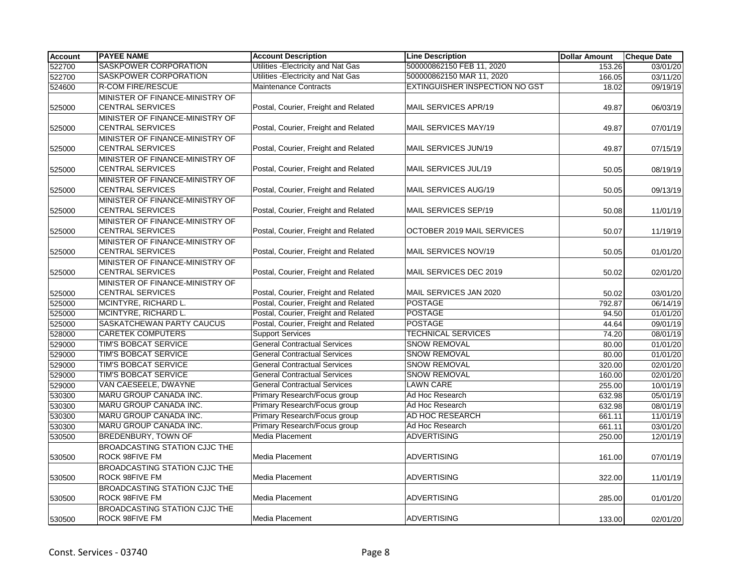| Account | PAYEE NAME | Account Description | Line Description | Dollar Amount | Cheque Date |
|---|---|---|---|---|---|
| 522700 | SASKPOWER CORPORATION | Utilities -Electricity and Nat Gas | 500000862150 FEB 11, 2020 | 153.26 | 03/01/20 |
| 522700 | SASKPOWER CORPORATION | Utilities -Electricity and Nat Gas | 500000862150 MAR 11, 2020 | 166.05 | 03/11/20 |
| 524600 | R-COM FIRE/RESCUE | Maintenance Contracts | EXTINGUISHER INSPECTION NO GST | 18.02 | 09/19/19 |
| 525000 | MINISTER OF FINANCE-MINISTRY OF CENTRAL SERVICES | Postal, Courier, Freight and Related | MAIL SERVICES APR/19 | 49.87 | 06/03/19 |
| 525000 | MINISTER OF FINANCE-MINISTRY OF CENTRAL SERVICES | Postal, Courier, Freight and Related | MAIL SERVICES MAY/19 | 49.87 | 07/01/19 |
| 525000 | MINISTER OF FINANCE-MINISTRY OF CENTRAL SERVICES | Postal, Courier, Freight and Related | MAIL SERVICES JUN/19 | 49.87 | 07/15/19 |
| 525000 | MINISTER OF FINANCE-MINISTRY OF CENTRAL SERVICES | Postal, Courier, Freight and Related | MAIL SERVICES JUL/19 | 50.05 | 08/19/19 |
| 525000 | MINISTER OF FINANCE-MINISTRY OF CENTRAL SERVICES | Postal, Courier, Freight and Related | MAIL SERVICES AUG/19 | 50.05 | 09/13/19 |
| 525000 | MINISTER OF FINANCE-MINISTRY OF CENTRAL SERVICES | Postal, Courier, Freight and Related | MAIL SERVICES SEP/19 | 50.08 | 11/01/19 |
| 525000 | MINISTER OF FINANCE-MINISTRY OF CENTRAL SERVICES | Postal, Courier, Freight and Related | OCTOBER 2019 MAIL SERVICES | 50.07 | 11/19/19 |
| 525000 | MINISTER OF FINANCE-MINISTRY OF CENTRAL SERVICES | Postal, Courier, Freight and Related | MAIL SERVICES NOV/19 | 50.05 | 01/01/20 |
| 525000 | MINISTER OF FINANCE-MINISTRY OF CENTRAL SERVICES | Postal, Courier, Freight and Related | MAIL SERVICES DEC 2019 | 50.02 | 02/01/20 |
| 525000 | MINISTER OF FINANCE-MINISTRY OF CENTRAL SERVICES | Postal, Courier, Freight and Related | MAIL SERVICES JAN 2020 | 50.02 | 03/01/20 |
| 525000 | MCINTYRE, RICHARD L. | Postal, Courier, Freight and Related | POSTAGE | 792.87 | 06/14/19 |
| 525000 | MCINTYRE, RICHARD L. | Postal, Courier, Freight and Related | POSTAGE | 94.50 | 01/01/20 |
| 525000 | SASKATCHEWAN PARTY CAUCUS | Postal, Courier, Freight and Related | POSTAGE | 44.64 | 09/01/19 |
| 528000 | CARETEK COMPUTERS | Support Services | TECHNICAL SERVICES | 74.20 | 08/01/19 |
| 529000 | TIM'S BOBCAT SERVICE | General Contractual Services | SNOW REMOVAL | 80.00 | 01/01/20 |
| 529000 | TIM'S BOBCAT SERVICE | General Contractual Services | SNOW REMOVAL | 80.00 | 01/01/20 |
| 529000 | TIM'S BOBCAT SERVICE | General Contractual Services | SNOW REMOVAL | 320.00 | 02/01/20 |
| 529000 | TIM'S BOBCAT SERVICE | General Contractual Services | SNOW REMOVAL | 160.00 | 02/01/20 |
| 529000 | VAN CAESEELE, DWAYNE | General Contractual Services | LAWN CARE | 255.00 | 10/01/19 |
| 530300 | MARU GROUP CANADA INC. | Primary Research/Focus group | Ad Hoc Research | 632.98 | 05/01/19 |
| 530300 | MARU GROUP CANADA INC. | Primary Research/Focus group | Ad Hoc Research | 632.98 | 08/01/19 |
| 530300 | MARU GROUP CANADA INC. | Primary Research/Focus group | AD HOC RESEARCH | 661.11 | 11/01/19 |
| 530300 | MARU GROUP CANADA INC. | Primary Research/Focus group | Ad Hoc Research | 661.11 | 03/01/20 |
| 530500 | BREDENBURY, TOWN OF | Media Placement | ADVERTISING | 250.00 | 12/01/19 |
| 530500 | BROADCASTING STATION CJJC THE ROCK 98FIVE FM | Media Placement | ADVERTISING | 161.00 | 07/01/19 |
| 530500 | BROADCASTING STATION CJJC THE ROCK 98FIVE FM | Media Placement | ADVERTISING | 322.00 | 11/01/19 |
| 530500 | BROADCASTING STATION CJJC THE ROCK 98FIVE FM | Media Placement | ADVERTISING | 285.00 | 01/01/20 |
| 530500 | BROADCASTING STATION CJJC THE ROCK 98FIVE FM | Media Placement | ADVERTISING | 133.00 | 02/01/20 |

Const. Services - 03740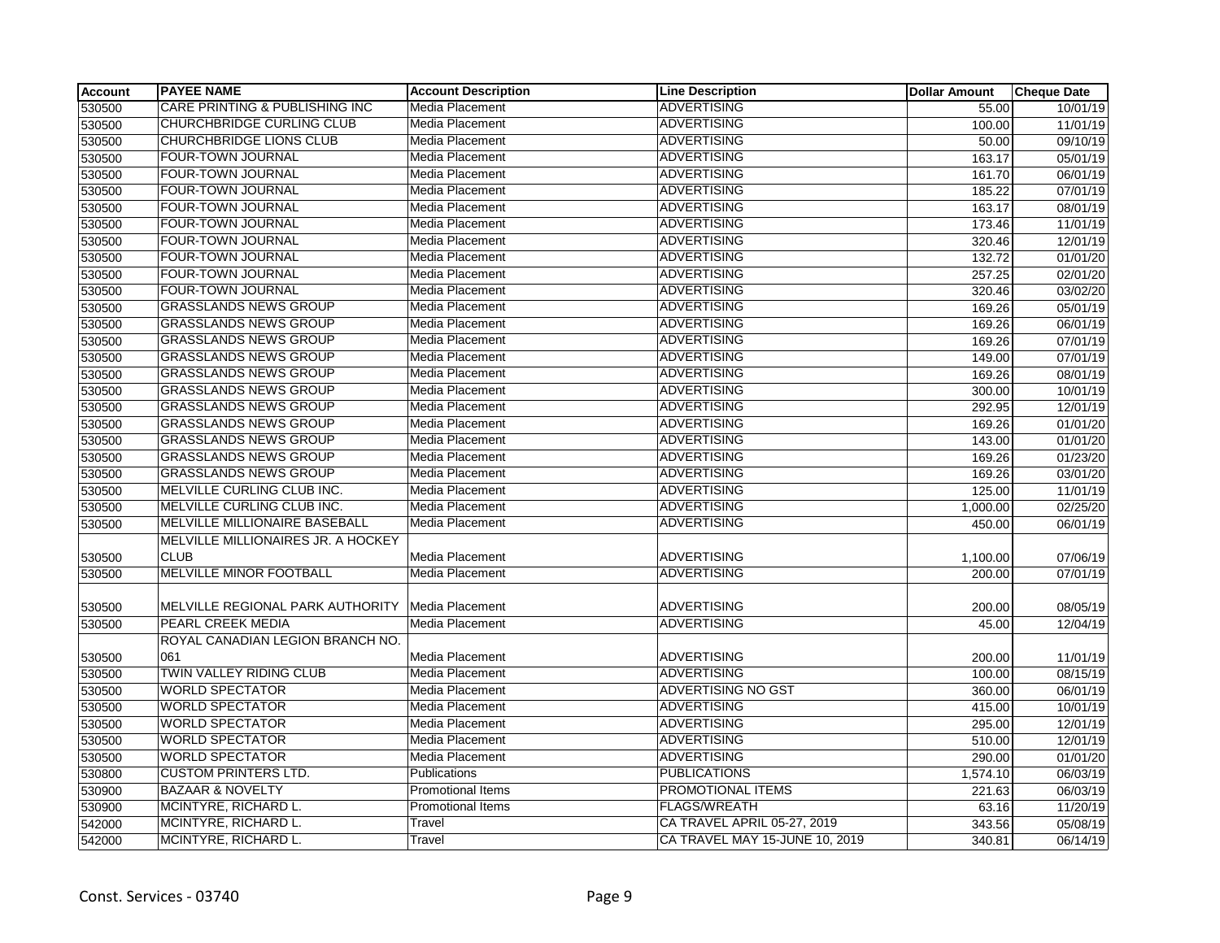| Account | PAYEE NAME | Account Description | Line Description | Dollar Amount | Cheque Date |
|---|---|---|---|---|---|
| 530500 | CARE PRINTING & PUBLISHING INC | Media Placement | ADVERTISING | 55.00 | 10/01/19 |
| 530500 | CHURCHBRIDGE CURLING CLUB | Media Placement | ADVERTISING | 100.00 | 11/01/19 |
| 530500 | CHURCHBRIDGE LIONS CLUB | Media Placement | ADVERTISING | 50.00 | 09/10/19 |
| 530500 | FOUR-TOWN JOURNAL | Media Placement | ADVERTISING | 163.17 | 05/01/19 |
| 530500 | FOUR-TOWN JOURNAL | Media Placement | ADVERTISING | 161.70 | 06/01/19 |
| 530500 | FOUR-TOWN JOURNAL | Media Placement | ADVERTISING | 185.22 | 07/01/19 |
| 530500 | FOUR-TOWN JOURNAL | Media Placement | ADVERTISING | 163.17 | 08/01/19 |
| 530500 | FOUR-TOWN JOURNAL | Media Placement | ADVERTISING | 173.46 | 11/01/19 |
| 530500 | FOUR-TOWN JOURNAL | Media Placement | ADVERTISING | 320.46 | 12/01/19 |
| 530500 | FOUR-TOWN JOURNAL | Media Placement | ADVERTISING | 132.72 | 01/01/20 |
| 530500 | FOUR-TOWN JOURNAL | Media Placement | ADVERTISING | 257.25 | 02/01/20 |
| 530500 | FOUR-TOWN JOURNAL | Media Placement | ADVERTISING | 320.46 | 03/02/20 |
| 530500 | GRASSLANDS NEWS GROUP | Media Placement | ADVERTISING | 169.26 | 05/01/19 |
| 530500 | GRASSLANDS NEWS GROUP | Media Placement | ADVERTISING | 169.26 | 06/01/19 |
| 530500 | GRASSLANDS NEWS GROUP | Media Placement | ADVERTISING | 169.26 | 07/01/19 |
| 530500 | GRASSLANDS NEWS GROUP | Media Placement | ADVERTISING | 149.00 | 07/01/19 |
| 530500 | GRASSLANDS NEWS GROUP | Media Placement | ADVERTISING | 169.26 | 08/01/19 |
| 530500 | GRASSLANDS NEWS GROUP | Media Placement | ADVERTISING | 300.00 | 10/01/19 |
| 530500 | GRASSLANDS NEWS GROUP | Media Placement | ADVERTISING | 292.95 | 12/01/19 |
| 530500 | GRASSLANDS NEWS GROUP | Media Placement | ADVERTISING | 169.26 | 01/01/20 |
| 530500 | GRASSLANDS NEWS GROUP | Media Placement | ADVERTISING | 143.00 | 01/01/20 |
| 530500 | GRASSLANDS NEWS GROUP | Media Placement | ADVERTISING | 169.26 | 01/23/20 |
| 530500 | GRASSLANDS NEWS GROUP | Media Placement | ADVERTISING | 169.26 | 03/01/20 |
| 530500 | MELVILLE CURLING CLUB INC. | Media Placement | ADVERTISING | 125.00 | 11/01/19 |
| 530500 | MELVILLE CURLING CLUB INC. | Media Placement | ADVERTISING | 1,000.00 | 02/25/20 |
| 530500 | MELVILLE MILLIONAIRE BASEBALL | Media Placement | ADVERTISING | 450.00 | 06/01/19 |
| 530500 | MELVILLE MILLIONAIRES JR. A HOCKEY CLUB | Media Placement | ADVERTISING | 1,100.00 | 07/06/19 |
| 530500 | MELVILLE MINOR FOOTBALL | Media Placement | ADVERTISING | 200.00 | 07/01/19 |
| 530500 | MELVILLE REGIONAL PARK AUTHORITY | Media Placement | ADVERTISING | 200.00 | 08/05/19 |
| 530500 | PEARL CREEK MEDIA | Media Placement | ADVERTISING | 45.00 | 12/04/19 |
| 530500 | ROYAL CANADIAN LEGION BRANCH NO. 061 | Media Placement | ADVERTISING | 200.00 | 11/01/19 |
| 530500 | TWIN VALLEY RIDING CLUB | Media Placement | ADVERTISING | 100.00 | 08/15/19 |
| 530500 | WORLD SPECTATOR | Media Placement | ADVERTISING NO GST | 360.00 | 06/01/19 |
| 530500 | WORLD SPECTATOR | Media Placement | ADVERTISING | 415.00 | 10/01/19 |
| 530500 | WORLD SPECTATOR | Media Placement | ADVERTISING | 295.00 | 12/01/19 |
| 530500 | WORLD SPECTATOR | Media Placement | ADVERTISING | 510.00 | 12/01/19 |
| 530500 | WORLD SPECTATOR | Media Placement | ADVERTISING | 290.00 | 01/01/20 |
| 530800 | CUSTOM PRINTERS LTD. | Publications | PUBLICATIONS | 1,574.10 | 06/03/19 |
| 530900 | BAZAAR & NOVELTY | Promotional Items | PROMOTIONAL ITEMS | 221.63 | 06/03/19 |
| 530900 | MCINTYRE, RICHARD L. | Promotional Items | FLAGS/WREATH | 63.16 | 11/20/19 |
| 542000 | MCINTYRE, RICHARD L. | Travel | CA TRAVEL APRIL 05-27, 2019 | 343.56 | 05/08/19 |
| 542000 | MCINTYRE, RICHARD L. | Travel | CA TRAVEL MAY 15-JUNE 10, 2019 | 340.81 | 06/14/19 |

Const. Services - 03740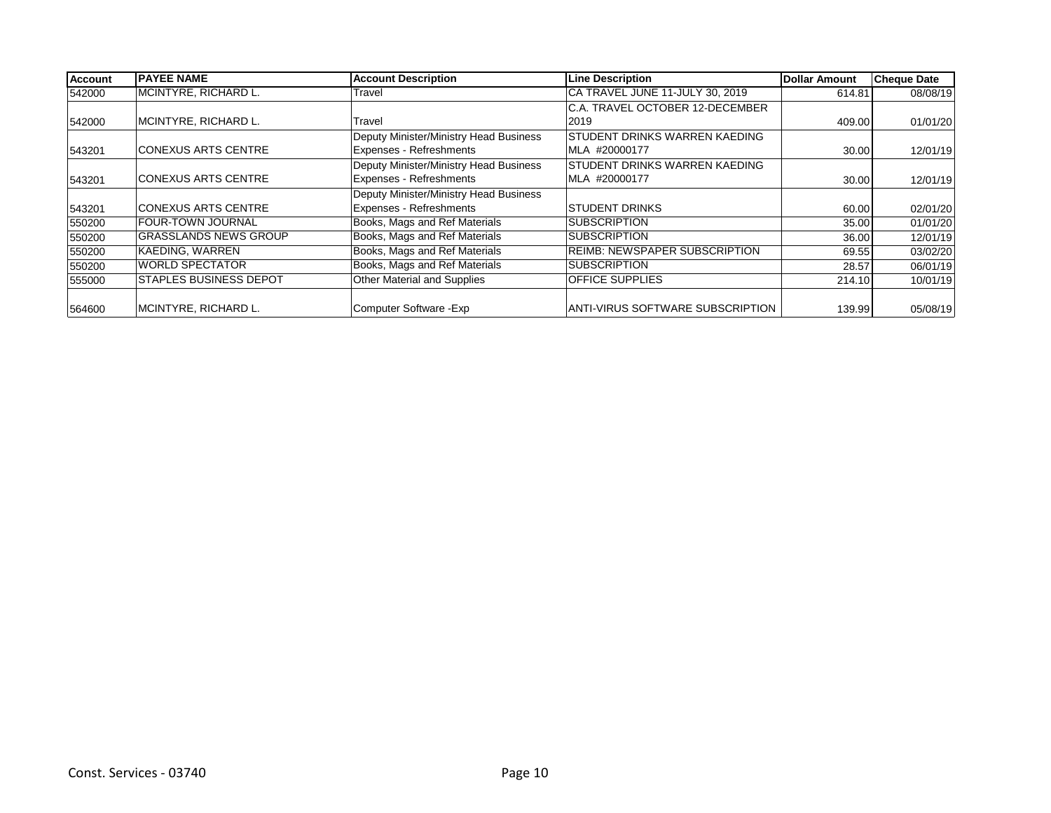| Account | PAYEE NAME | Account Description | Line Description | Dollar Amount | Cheque Date |
|---|---|---|---|---|---|
| 542000 | MCINTYRE, RICHARD L. | Travel | CA TRAVEL JUNE 11-JULY 30, 2019 | 614.81 | 08/08/19 |
| 542000 | MCINTYRE, RICHARD L. | Travel | C.A. TRAVEL OCTOBER 12-DECEMBER 2019 | 409.00 | 01/01/20 |
| 543201 | CONEXUS ARTS CENTRE | Deputy Minister/Ministry Head Business Expenses - Refreshments | STUDENT DRINKS WARREN KAEDING MLA #20000177 | 30.00 | 12/01/19 |
| 543201 | CONEXUS ARTS CENTRE | Deputy Minister/Ministry Head Business Expenses - Refreshments | STUDENT DRINKS WARREN KAEDING MLA #20000177 | 30.00 | 12/01/19 |
| 543201 | CONEXUS ARTS CENTRE | Deputy Minister/Ministry Head Business Expenses - Refreshments | STUDENT DRINKS | 60.00 | 02/01/20 |
| 550200 | FOUR-TOWN JOURNAL | Books, Mags and Ref Materials | SUBSCRIPTION | 35.00 | 01/01/20 |
| 550200 | GRASSLANDS NEWS GROUP | Books, Mags and Ref Materials | SUBSCRIPTION | 36.00 | 12/01/19 |
| 550200 | KAEDING, WARREN | Books, Mags and Ref Materials | REIMB: NEWSPAPER SUBSCRIPTION | 69.55 | 03/02/20 |
| 550200 | WORLD SPECTATOR | Books, Mags and Ref Materials | SUBSCRIPTION | 28.57 | 06/01/19 |
| 555000 | STAPLES BUSINESS DEPOT | Other Material and Supplies | OFFICE SUPPLIES | 214.10 | 10/01/19 |
| 564600 | MCINTYRE, RICHARD L. | Computer Software -Exp | ANTI-VIRUS SOFTWARE SUBSCRIPTION | 139.99 | 05/08/19 |

Const. Services - 03740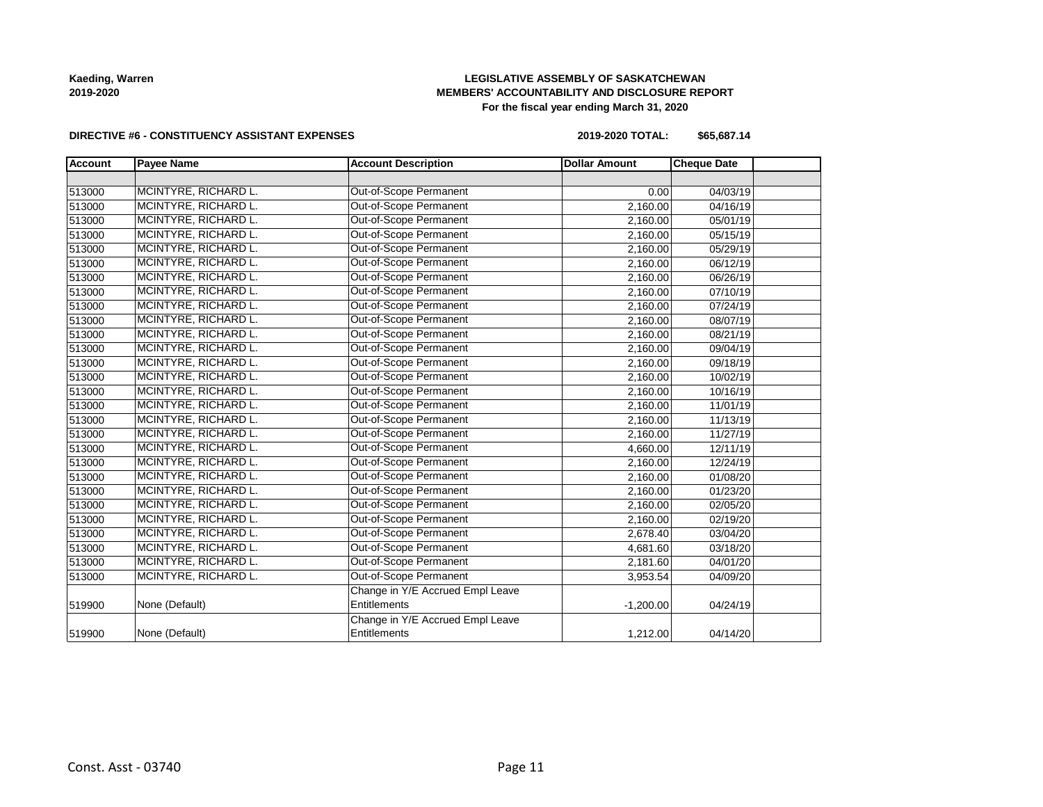**Kaeding, Warren**
**2019-2020**

**LEGISLATIVE ASSEMBLY OF SASKATCHEWAN**
**MEMBERS' ACCOUNTABILITY AND DISCLOSURE REPORT**
**For the fiscal year ending March 31, 2020**

**DIRECTIVE #6 - CONSTITUENCY ASSISTANT EXPENSES**

**2019-2020 TOTAL: $65,687.14**

| Account | Payee Name | Account Description | Dollar Amount | Cheque Date | |
|---|---|---|---|---|---|
| | | | | | |
| 513000 | MCINTYRE, RICHARD L. | Out-of-Scope Permanent | 0.00 | 04/03/19 | |
| 513000 | MCINTYRE, RICHARD L. | Out-of-Scope Permanent | 2,160.00 | 04/16/19 | |
| 513000 | MCINTYRE, RICHARD L. | Out-of-Scope Permanent | 2,160.00 | 05/01/19 | |
| 513000 | MCINTYRE, RICHARD L. | Out-of-Scope Permanent | 2,160.00 | 05/15/19 | |
| 513000 | MCINTYRE, RICHARD L. | Out-of-Scope Permanent | 2,160.00 | 05/29/19 | |
| 513000 | MCINTYRE, RICHARD L. | Out-of-Scope Permanent | 2,160.00 | 06/12/19 | |
| 513000 | MCINTYRE, RICHARD L. | Out-of-Scope Permanent | 2,160.00 | 06/26/19 | |
| 513000 | MCINTYRE, RICHARD L. | Out-of-Scope Permanent | 2,160.00 | 07/10/19 | |
| 513000 | MCINTYRE, RICHARD L. | Out-of-Scope Permanent | 2,160.00 | 07/24/19 | |
| 513000 | MCINTYRE, RICHARD L. | Out-of-Scope Permanent | 2,160.00 | 08/07/19 | |
| 513000 | MCINTYRE, RICHARD L. | Out-of-Scope Permanent | 2,160.00 | 08/21/19 | |
| 513000 | MCINTYRE, RICHARD L. | Out-of-Scope Permanent | 2,160.00 | 09/04/19 | |
| 513000 | MCINTYRE, RICHARD L. | Out-of-Scope Permanent | 2,160.00 | 09/18/19 | |
| 513000 | MCINTYRE, RICHARD L. | Out-of-Scope Permanent | 2,160.00 | 10/02/19 | |
| 513000 | MCINTYRE, RICHARD L. | Out-of-Scope Permanent | 2,160.00 | 10/16/19 | |
| 513000 | MCINTYRE, RICHARD L. | Out-of-Scope Permanent | 2,160.00 | 11/01/19 | |
| 513000 | MCINTYRE, RICHARD L. | Out-of-Scope Permanent | 2,160.00 | 11/13/19 | |
| 513000 | MCINTYRE, RICHARD L. | Out-of-Scope Permanent | 2,160.00 | 11/27/19 | |
| 513000 | MCINTYRE, RICHARD L. | Out-of-Scope Permanent | 4,660.00 | 12/11/19 | |
| 513000 | MCINTYRE, RICHARD L. | Out-of-Scope Permanent | 2,160.00 | 12/24/19 | |
| 513000 | MCINTYRE, RICHARD L. | Out-of-Scope Permanent | 2,160.00 | 01/08/20 | |
| 513000 | MCINTYRE, RICHARD L. | Out-of-Scope Permanent | 2,160.00 | 01/23/20 | |
| 513000 | MCINTYRE, RICHARD L. | Out-of-Scope Permanent | 2,160.00 | 02/05/20 | |
| 513000 | MCINTYRE, RICHARD L. | Out-of-Scope Permanent | 2,160.00 | 02/19/20 | |
| 513000 | MCINTYRE, RICHARD L. | Out-of-Scope Permanent | 2,678.40 | 03/04/20 | |
| 513000 | MCINTYRE, RICHARD L. | Out-of-Scope Permanent | 4,681.60 | 03/18/20 | |
| 513000 | MCINTYRE, RICHARD L. | Out-of-Scope Permanent | 2,181.60 | 04/01/20 | |
| 513000 | MCINTYRE, RICHARD L. | Out-of-Scope Permanent | 3,953.54 | 04/09/20 | |
| 519900 | None (Default) | Change in Y/E Accrued Empl Leave Entitlements | -1,200.00 | 04/24/19 | |
| 519900 | None (Default) | Change in Y/E Accrued Empl Leave Entitlements | 1,212.00 | 04/14/20 | |

Const. Asst - 03740